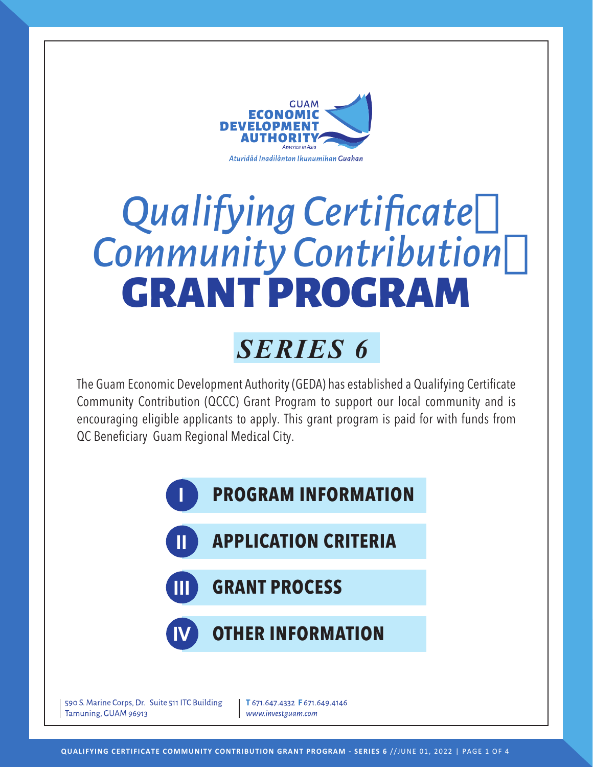GUAM ECONOMIC DEVELOPMENT AUTHORITY

*America in Asia*

*Aturidåd Inadilånton Ikunumihan Guahan*

# *Qualifying Certificate Community Contribution* GRANT PROGRAM

## *SERIES 6*

The Guam Economic Development Authority (GEDA) has established a Qualifying Certificate Community Contribution (QCCC) Grant Program to support our local community and is encouraging eligible applicants to apply. This grant program is paid for with funds from QC Beneficiary Guam Regional Medical City.

- **I PROGRAM INFORMATION**
- **II APPLICATION CRITERIA**
- **III GRANT PROCESS**
- **IV OTHER INFORMATION**

590 S. Marine Corps, Dr. Suite 511 ITC Building
Tamuning, GUAM 96913

**T** 671.647.4332 **F** 671.649.4146
*www.investguam.com*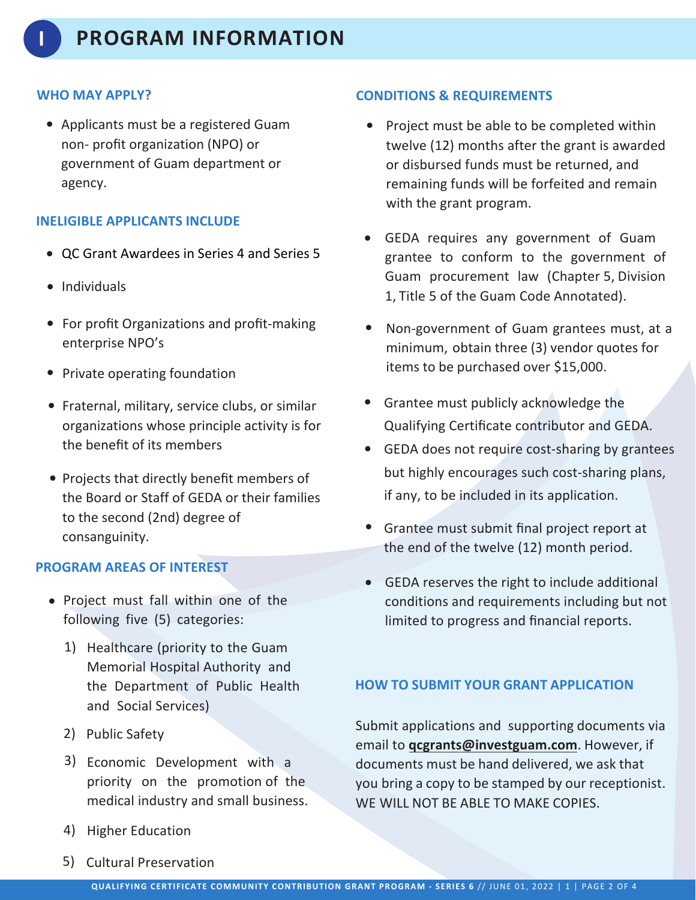# I PROGRAM INFORMATION

### WHO MAY APPLY?

- Applicants must be a registered Guam non- profit organization (NPO) or government of Guam department or agency.

### INELIGIBLE APPLICANTS INCLUDE

- QC Grant Awardees in Series 4 and Series 5
- Individuals
- For profit Organizations and profit-making enterprise NPO's
- Private operating foundation
- Fraternal, military, service clubs, or similar organizations whose principle activity is for the benefit of its members
- Projects that directly benefit members of the Board or Staff of GEDA or their families to the second (2nd) degree of consanguinity.

### PROGRAM AREAS OF INTEREST

- Project must fall within one of the following five (5) categories:
  1) Healthcare (priority to the Guam Memorial Hospital Authority and the Department of Public Health and Social Services)
  2) Public Safety
  3) Economic Development with a priority on the promotion of the medical industry and small business.
  4) Higher Education
  5) Cultural Preservation

### CONDITIONS & REQUIREMENTS

- Project must be able to be completed within twelve (12) months after the grant is awarded or disbursed funds must be returned, and remaining funds will be forfeited and remain with the grant program.
- GEDA requires any government of Guam grantee to conform to the government of Guam procurement law (Chapter 5, Division 1, Title 5 of the Guam Code Annotated).
- Non-government of Guam grantees must, at a minimum, obtain three (3) vendor quotes for items to be purchased over $15,000.
- Grantee must publicly acknowledge the Qualifying Certificate contributor and GEDA.
- GEDA does not require cost-sharing by grantees but highly encourages such cost-sharing plans, if any, to be included in its application.
- Grantee must submit final project report at the end of the twelve (12) month period.
- GEDA reserves the right to include additional conditions and requirements including but not limited to progress and financial reports.

### HOW TO SUBMIT YOUR GRANT APPLICATION

Submit applications and supporting documents via email to **qcgrants@investguam.com**. However, if documents must be hand delivered, we ask that you bring a copy to be stamped by our receptionist. WE WILL NOT BE ABLE TO MAKE COPIES.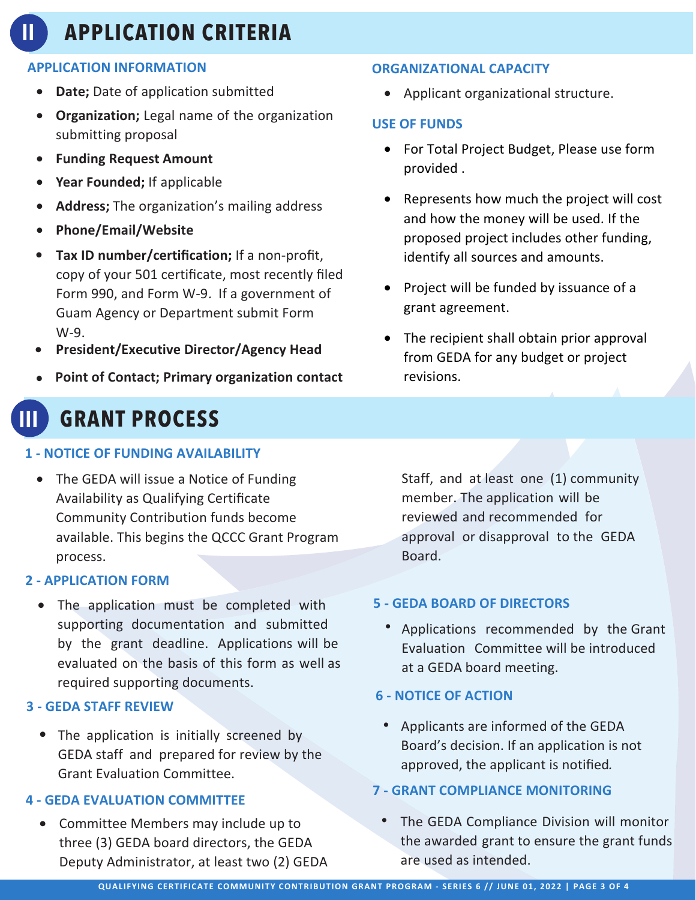# II APPLICATION CRITERIA

### APPLICATION INFORMATION

- **Date;** Date of application submitted
- **Organization;** Legal name of the organization submitting proposal
- **Funding Request Amount**
- **Year Founded;** If applicable
- **Address;** The organization's mailing address
- **Phone/Email/Website**
- **Tax ID number/certification;** If a non-profit, copy of your 501 certificate, most recently filed Form 990, and Form W-9. If a government of Guam Agency or Department submit Form W-9.
- **President/Executive Director/Agency Head**
- **Point of Contact; Primary organization contact**

### ORGANIZATIONAL CAPACITY

- Applicant organizational structure.

### USE OF FUNDS

- For Total Project Budget, Please use form provided .
- Represents how much the project will cost and how the money will be used. If the proposed project includes other funding, identify all sources and amounts.
- Project will be funded by issuance of a grant agreement.
- The recipient shall obtain prior approval from GEDA for any budget or project revisions.

# III GRANT PROCESS

### 1 - NOTICE OF FUNDING AVAILABILITY

- The GEDA will issue a Notice of Funding Availability as Qualifying Certificate Community Contribution funds become available. This begins the QCCC Grant Program process.

### 2 - APPLICATION FORM

- The application must be completed with supporting documentation and submitted by the grant deadline. Applications will be evaluated on the basis of this form as well as required supporting documents.

### 3 - GEDA STAFF REVIEW

- The application is initially screened by GEDA staff and prepared for review by the Grant Evaluation Committee.

### 4 - GEDA EVALUATION COMMITTEE

- Committee Members may include up to three (3) GEDA board directors, the GEDA Deputy Administrator, at least two (2) GEDA Staff, and at least one (1) community member. The application will be reviewed and recommended for approval or disapproval to the GEDA Board.

### 5 - GEDA BOARD OF DIRECTORS

- Applications recommended by the Grant Evaluation Committee will be introduced at a GEDA board meeting.

### 6 - NOTICE OF ACTION

- Applicants are informed of the GEDA Board's decision. If an application is not approved, the applicant is notified.

### 7 - GRANT COMPLIANCE MONITORING

- The GEDA Compliance Division will monitor the awarded grant to ensure the grant funds are used as intended.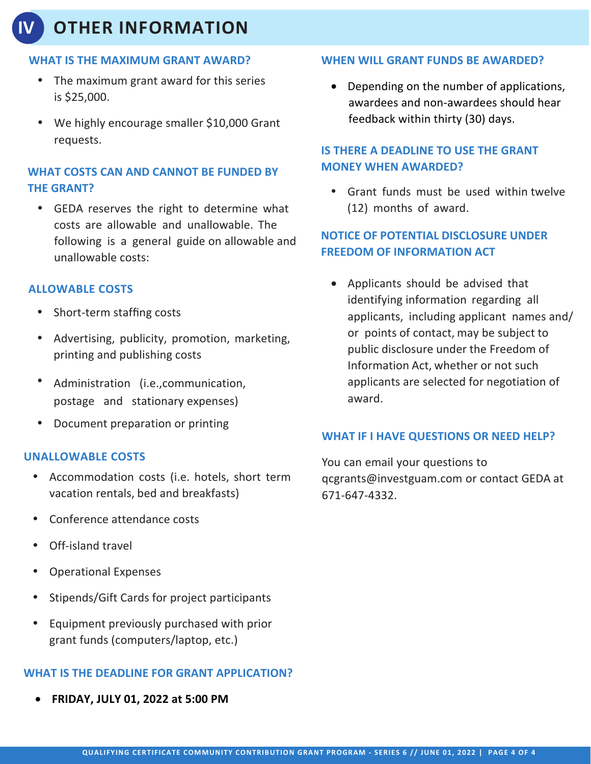# IV OTHER INFORMATION

### WHAT IS THE MAXIMUM GRANT AWARD?

- The maximum grant award for this series is $25,000.
- We highly encourage smaller $10,000 Grant requests.

### WHAT COSTS CAN AND CANNOT BE FUNDED BY THE GRANT?

- GEDA reserves the right to determine what costs are allowable and unallowable. The following is a general guide on allowable and unallowable costs:

### ALLOWABLE COSTS

- Short-term staffing costs
- Advertising, publicity, promotion, marketing, printing and publishing costs
- Administration (i.e.,communication, postage and stationary expenses)
- Document preparation or printing

### UNALLOWABLE COSTS

- Accommodation costs (i.e. hotels, short term vacation rentals, bed and breakfasts)
- Conference attendance costs
- Off-island travel
- Operational Expenses
- Stipends/Gift Cards for project participants
- Equipment previously purchased with prior grant funds (computers/laptop, etc.)

### WHAT IS THE DEADLINE FOR GRANT APPLICATION?

- **FRIDAY, JULY 01, 2022 at 5:00 PM**

### WHEN WILL GRANT FUNDS BE AWARDED?

- Depending on the number of applications, awardees and non-awardees should hear feedback within thirty (30) days.

### IS THERE A DEADLINE TO USE THE GRANT MONEY WHEN AWARDED?

- Grant funds must be used within twelve (12) months of award.

### NOTICE OF POTENTIAL DISCLOSURE UNDER FREEDOM OF INFORMATION ACT

- Applicants should be advised that identifying information regarding all applicants, including applicant names and/ or points of contact, may be subject to public disclosure under the Freedom of Information Act, whether or not such applicants are selected for negotiation of award.

### WHAT IF I HAVE QUESTIONS OR NEED HELP?

You can email your questions to qcgrants@investguam.com or contact GEDA at 671-647-4332.